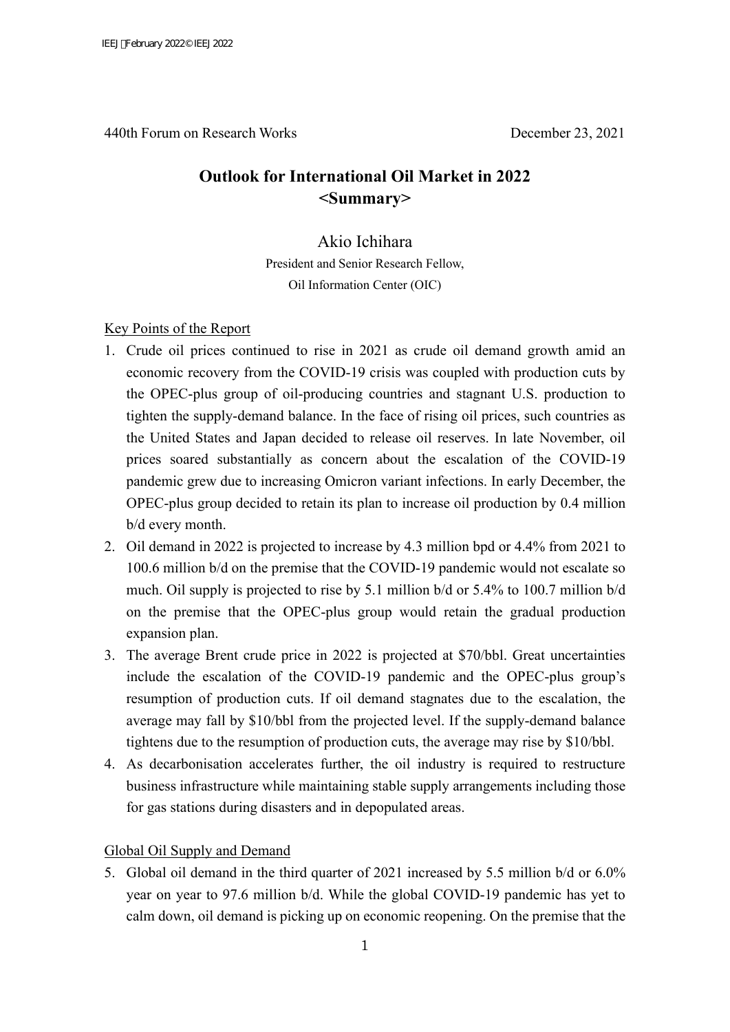440th Forum on Research Works December 23, 2021

# Outlook for International Oil Market in 2022 <Summary>

Akio Ichihara

President and Senior Research Fellow,
Oil Information Center (OIC)

## Key Points of the Report

1. Crude oil prices continued to rise in 2021 as crude oil demand growth amid an economic recovery from the COVID-19 crisis was coupled with production cuts by the OPEC-plus group of oil-producing countries and stagnant U.S. production to tighten the supply-demand balance. In the face of rising oil prices, such countries as the United States and Japan decided to release oil reserves. In late November, oil prices soared substantially as concern about the escalation of the COVID-19 pandemic grew due to increasing Omicron variant infections. In early December, the OPEC-plus group decided to retain its plan to increase oil production by 0.4 million b/d every month.
2. Oil demand in 2022 is projected to increase by 4.3 million bpd or 4.4% from 2021 to 100.6 million b/d on the premise that the COVID-19 pandemic would not escalate so much. Oil supply is projected to rise by 5.1 million b/d or 5.4% to 100.7 million b/d on the premise that the OPEC-plus group would retain the gradual production expansion plan.
3. The average Brent crude price in 2022 is projected at $70/bbl. Great uncertainties include the escalation of the COVID-19 pandemic and the OPEC-plus group's resumption of production cuts. If oil demand stagnates due to the escalation, the average may fall by $10/bbl from the projected level. If the supply-demand balance tightens due to the resumption of production cuts, the average may rise by $10/bbl.
4. As decarbonisation accelerates further, the oil industry is required to restructure business infrastructure while maintaining stable supply arrangements including those for gas stations during disasters and in depopulated areas.

## Global Oil Supply and Demand

5. Global oil demand in the third quarter of 2021 increased by 5.5 million b/d or 6.0% year on year to 97.6 million b/d. While the global COVID-19 pandemic has yet to calm down, oil demand is picking up on economic reopening. On the premise that the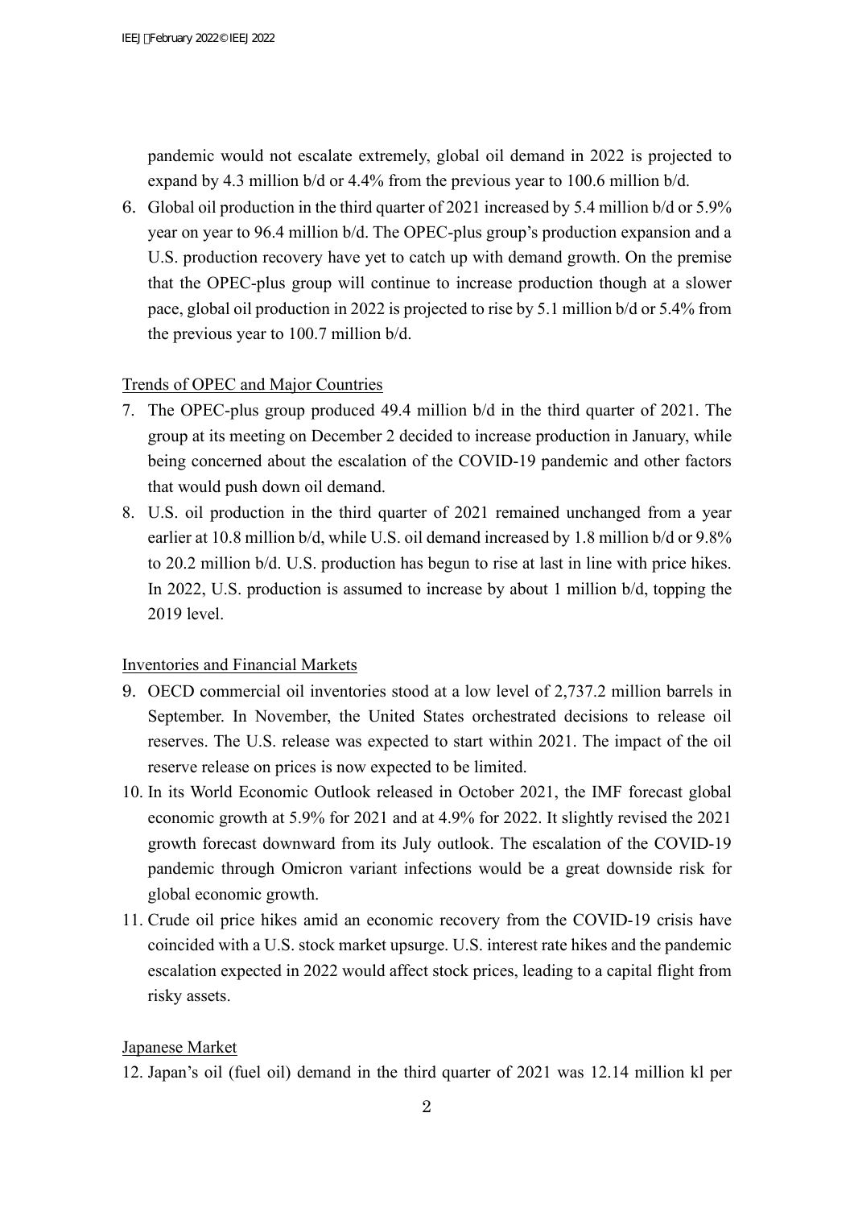pandemic would not escalate extremely, global oil demand in 2022 is projected to expand by 4.3 million b/d or 4.4% from the previous year to 100.6 million b/d.

6. Global oil production in the third quarter of 2021 increased by 5.4 million b/d or 5.9% year on year to 96.4 million b/d. The OPEC-plus group's production expansion and a U.S. production recovery have yet to catch up with demand growth. On the premise that the OPEC-plus group will continue to increase production though at a slower pace, global oil production in 2022 is projected to rise by 5.1 million b/d or 5.4% from the previous year to 100.7 million b/d.

<u>Trends of OPEC and Major Countries</u>

7. The OPEC-plus group produced 49.4 million b/d in the third quarter of 2021. The group at its meeting on December 2 decided to increase production in January, while being concerned about the escalation of the COVID-19 pandemic and other factors that would push down oil demand.
8. U.S. oil production in the third quarter of 2021 remained unchanged from a year earlier at 10.8 million b/d, while U.S. oil demand increased by 1.8 million b/d or 9.8% to 20.2 million b/d. U.S. production has begun to rise at last in line with price hikes. In 2022, U.S. production is assumed to increase by about 1 million b/d, topping the 2019 level.

<u>Inventories and Financial Markets</u>

9. OECD commercial oil inventories stood at a low level of 2,737.2 million barrels in September. In November, the United States orchestrated decisions to release oil reserves. The U.S. release was expected to start within 2021. The impact of the oil reserve release on prices is now expected to be limited.
10. In its World Economic Outlook released in October 2021, the IMF forecast global economic growth at 5.9% for 2021 and at 4.9% for 2022. It slightly revised the 2021 growth forecast downward from its July outlook. The escalation of the COVID-19 pandemic through Omicron variant infections would be a great downside risk for global economic growth.
11. Crude oil price hikes amid an economic recovery from the COVID-19 crisis have coincided with a U.S. stock market upsurge. U.S. interest rate hikes and the pandemic escalation expected in 2022 would affect stock prices, leading to a capital flight from risky assets.

<u>Japanese Market</u>

12. Japan's oil (fuel oil) demand in the third quarter of 2021 was 12.14 million kl per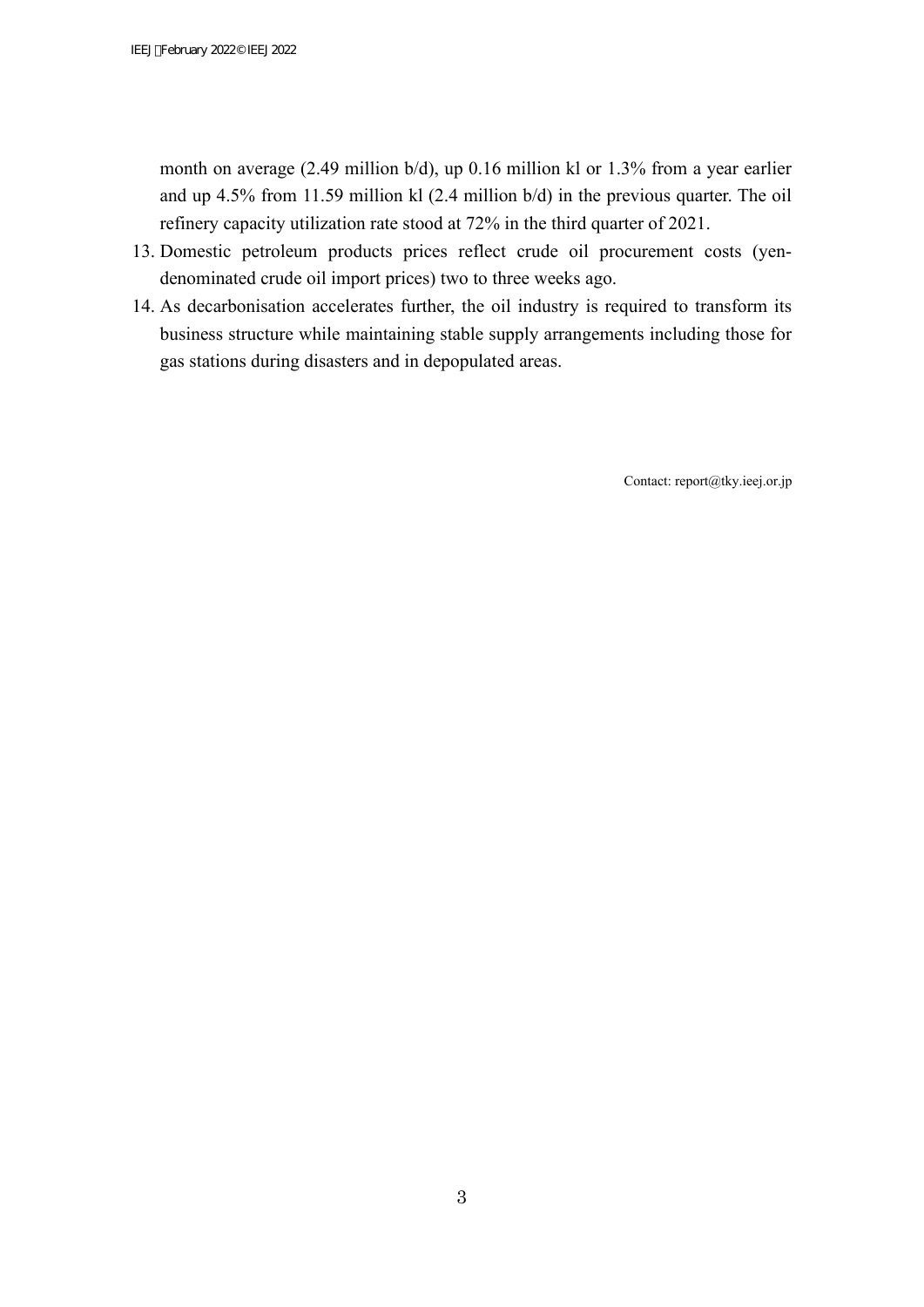month on average (2.49 million b/d), up 0.16 million kl or 1.3% from a year earlier and up 4.5% from 11.59 million kl (2.4 million b/d) in the previous quarter. The oil refinery capacity utilization rate stood at 72% in the third quarter of 2021.

13. Domestic petroleum products prices reflect crude oil procurement costs (yen-denominated crude oil import prices) two to three weeks ago.
14. As decarbonisation accelerates further, the oil industry is required to transform its business structure while maintaining stable supply arrangements including those for gas stations during disasters and in depopulated areas.

Contact: report@tky.ieej.or.jp